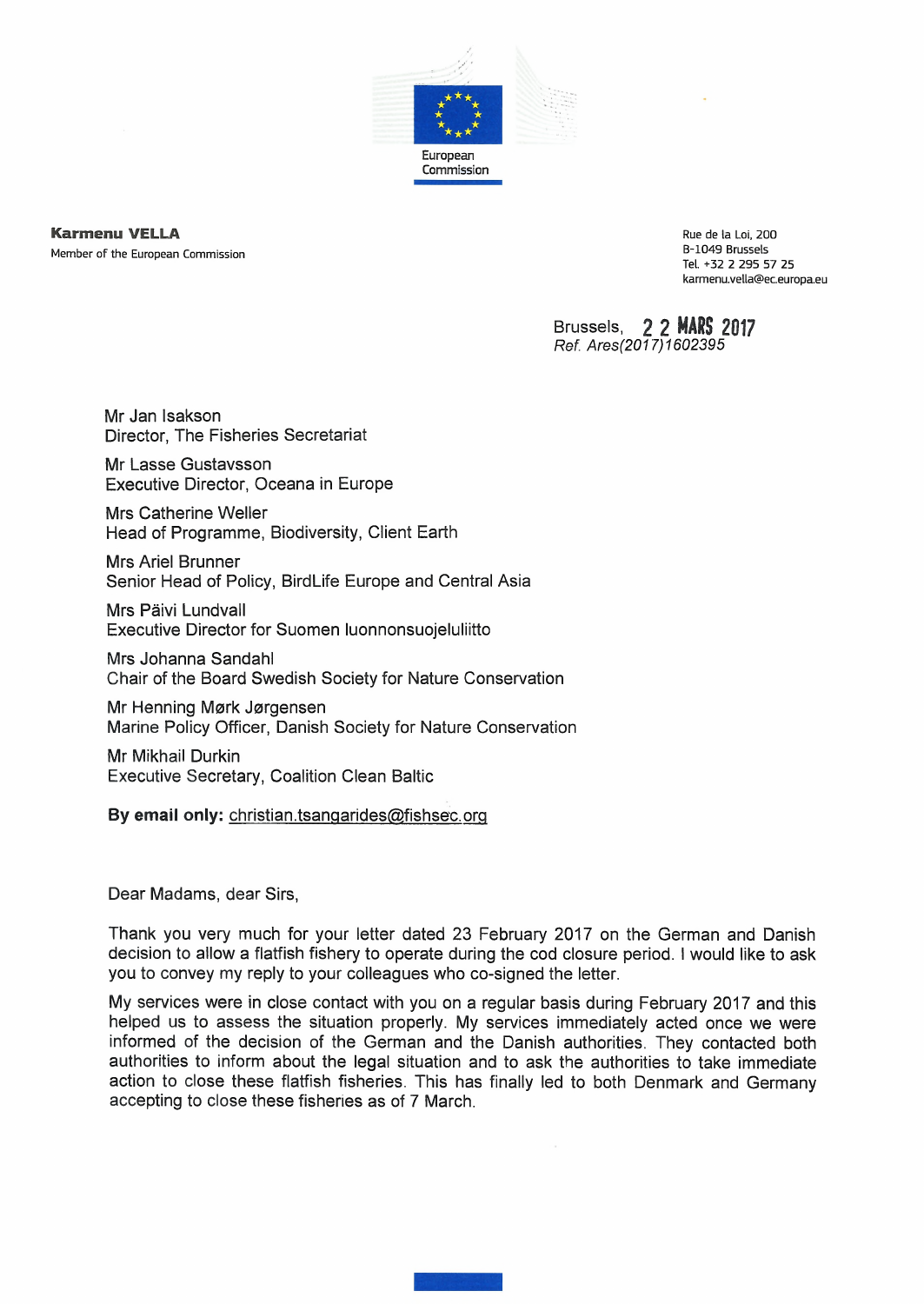European Commission

**Karmenu VELLA**
Member of the European Commission

Rue de la Loi, 200
B-1049 Brussels
Tel. +32 2 295 57 25
karmenu.vella@ec.europa.eu

Brussels, 22 MARS 2017
*Ref. Ares(2017)1602395*

Mr Jan Isakson
Director, The Fisheries Secretariat

Mr Lasse Gustavsson
Executive Director, Oceana in Europe

Mrs Catherine Weller
Head of Programme, Biodiversity, Client Earth

Mrs Ariel Brunner
Senior Head of Policy, BirdLife Europe and Central Asia

Mrs Päivi Lundvall
Executive Director for Suomen luonnonsuojeluliitto

Mrs Johanna Sandahl
Chair of the Board Swedish Society for Nature Conservation

Mr Henning Mørk Jørgensen
Marine Policy Officer, Danish Society for Nature Conservation

Mr Mikhail Durkin
Executive Secretary, Coalition Clean Baltic

**By email only:** christian.tsangarides@fishsec.org

Dear Madams, dear Sirs,

Thank you very much for your letter dated 23 February 2017 on the German and Danish decision to allow a flatfish fishery to operate during the cod closure period. I would like to ask you to convey my reply to your colleagues who co-signed the letter.

My services were in close contact with you on a regular basis during February 2017 and this helped us to assess the situation properly. My services immediately acted once we were informed of the decision of the German and the Danish authorities. They contacted both authorities to inform about the legal situation and to ask the authorities to take immediate action to close these flatfish fisheries. This has finally led to both Denmark and Germany accepting to close these fisheries as of 7 March.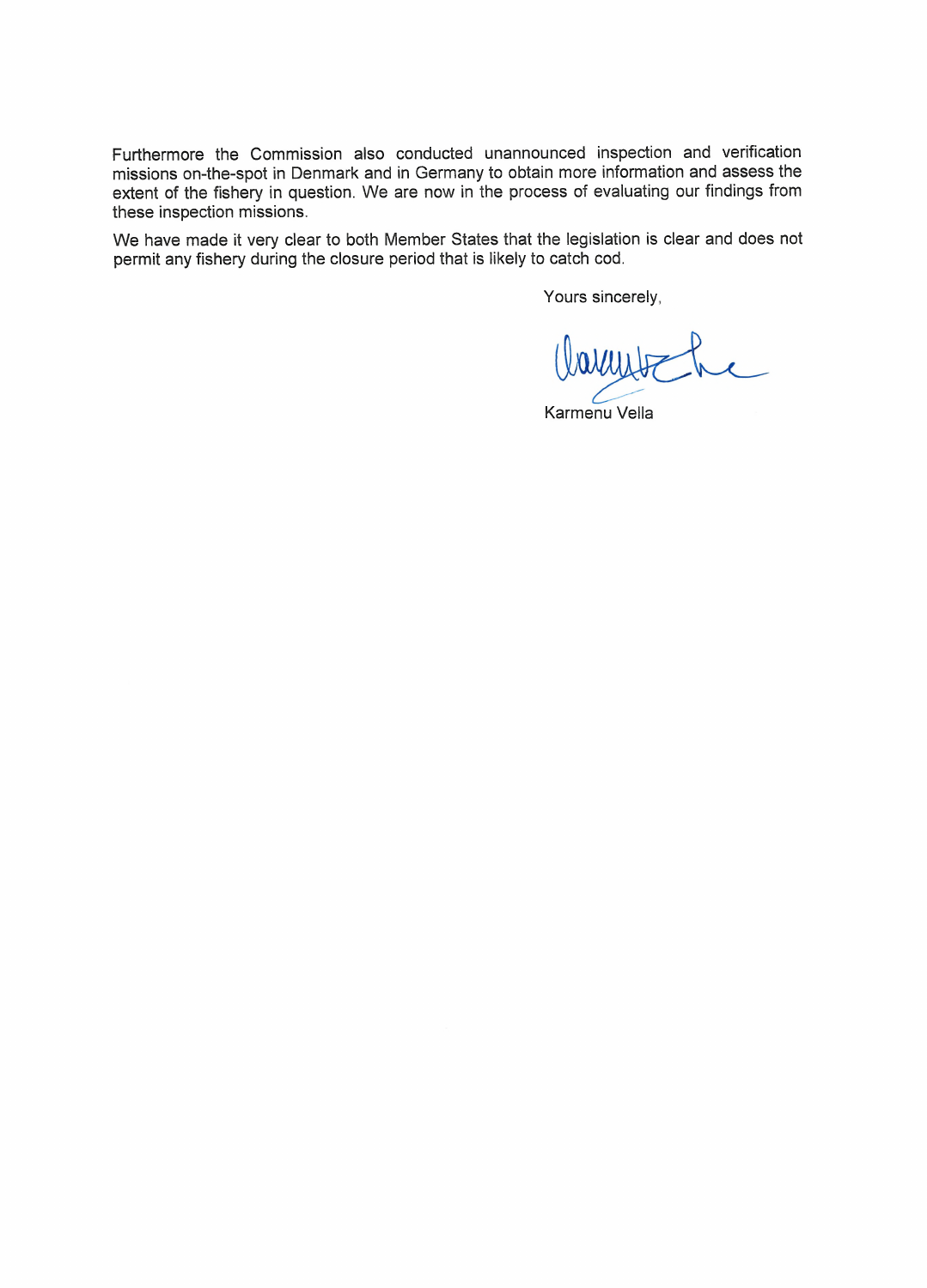Furthermore the Commission also conducted unannounced inspection and verification missions on-the-spot in Denmark and in Germany to obtain more information and assess the extent of the fishery in question. We are now in the process of evaluating our findings from these inspection missions.

We have made it very clear to both Member States that the legislation is clear and does not permit any fishery during the closure period that is likely to catch cod.

Yours sincerely,

Karmenu Vella